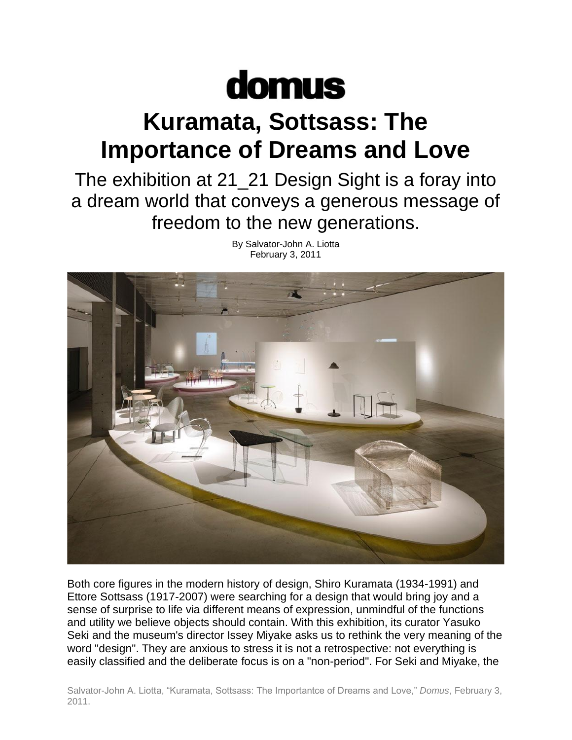# domus

# Kuramata, Sottsass: The Importance of Dreams and Love

## The exhibition at 21_21 Design Sight is a foray into a dream world that conveys a generous message of freedom to the new generations.

By Salvator-John A. Liotta
February 3, 2011

Both core figures in the modern history of design, Shiro Kuramata (1934-1991) and Ettore Sottsass (1917-2007) were searching for a design that would bring joy and a sense of surprise to life via different means of expression, unmindful of the functions and utility we believe objects should contain. With this exhibition, its curator Yasuko Seki and the museum's director Issey Miyake asks us to rethink the very meaning of the word "design". They are anxious to stress it is not a retrospective: not everything is easily classified and the deliberate focus is on a "non-period". For Seki and Miyake, the

Salvator-John A. Liotta, "Kuramata, Sottsass: The Importantce of Dreams and Love," *Domus*, February 3, 2011.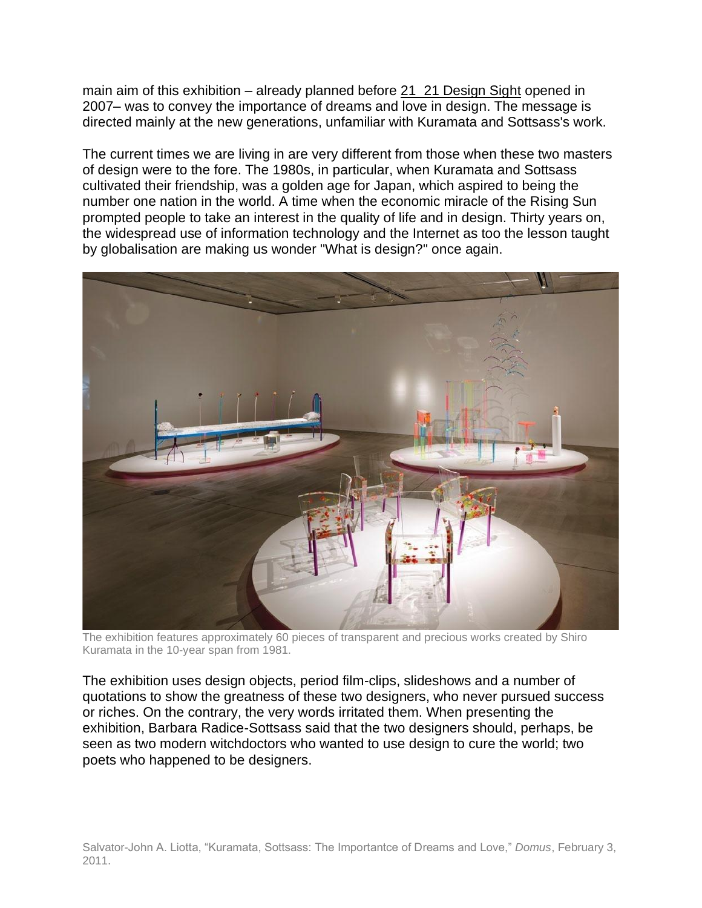main aim of this exhibition – already planned before 21_21 Design Sight opened in 2007– was to convey the importance of dreams and love in design. The message is directed mainly at the new generations, unfamiliar with Kuramata and Sottsass's work.

The current times we are living in are very different from those when these two masters of design were to the fore. The 1980s, in particular, when Kuramata and Sottsass cultivated their friendship, was a golden age for Japan, which aspired to being the number one nation in the world. A time when the economic miracle of the Rising Sun prompted people to take an interest in the quality of life and in design. Thirty years on, the widespread use of information technology and the Internet as too the lesson taught by globalisation are making us wonder "What is design?" once again.

The exhibition features approximately 60 pieces of transparent and precious works created by Shiro Kuramata in the 10-year span from 1981.

The exhibition uses design objects, period film-clips, slideshows and a number of quotations to show the greatness of these two designers, who never pursued success or riches. On the contrary, the very words irritated them. When presenting the exhibition, Barbara Radice-Sottsass said that the two designers should, perhaps, be seen as two modern witchdoctors who wanted to use design to cure the world; two poets who happened to be designers.

Salvator-John A. Liotta, "Kuramata, Sottsass: The Importantce of Dreams and Love," *Domus*, February 3, 2011.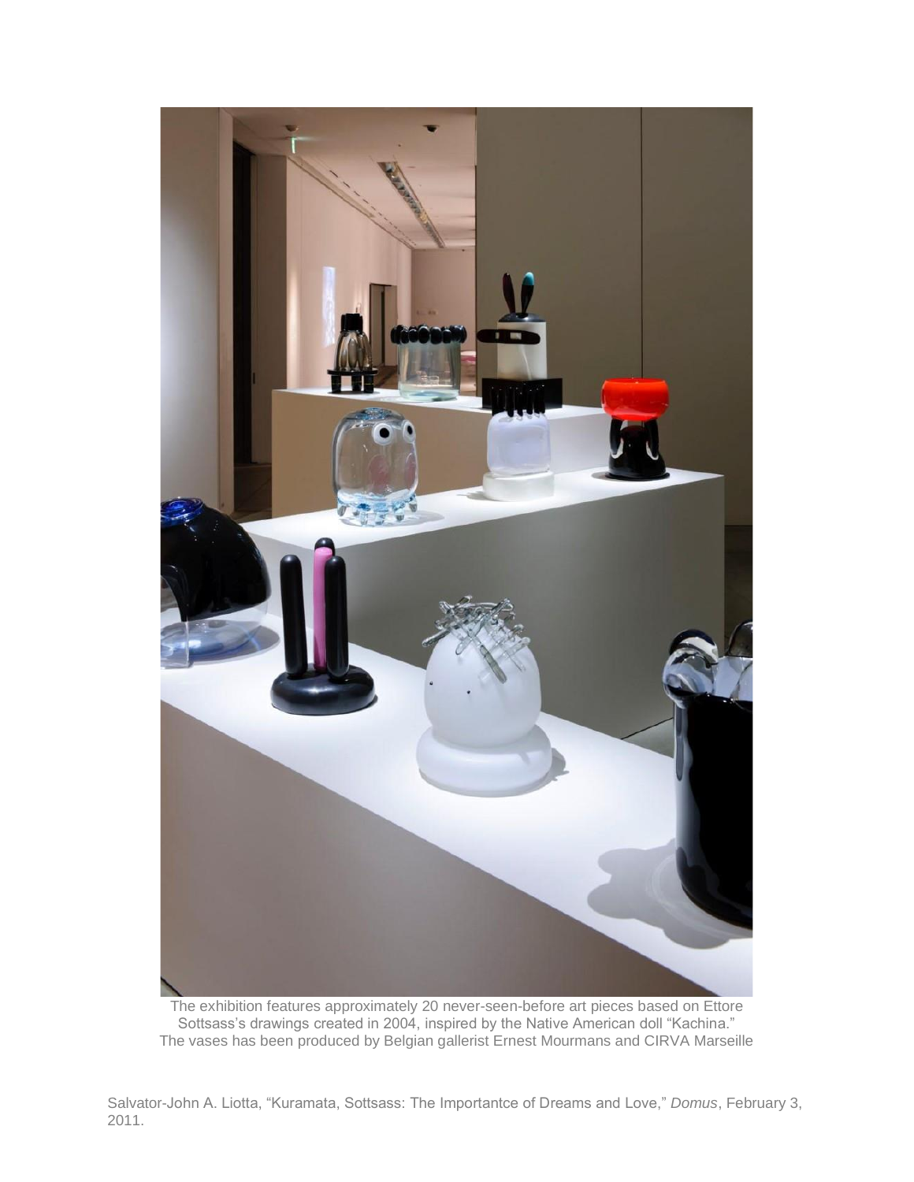The exhibition features approximately 20 never-seen-before art pieces based on Ettore Sottsass's drawings created in 2004, inspired by the Native American doll "Kachina." The vases has been produced by Belgian gallerist Ernest Mourmans and CIRVA Marseille

Salvator-John A. Liotta, "Kuramata, Sottsass: The Importantce of Dreams and Love," *Domus*, February 3, 2011.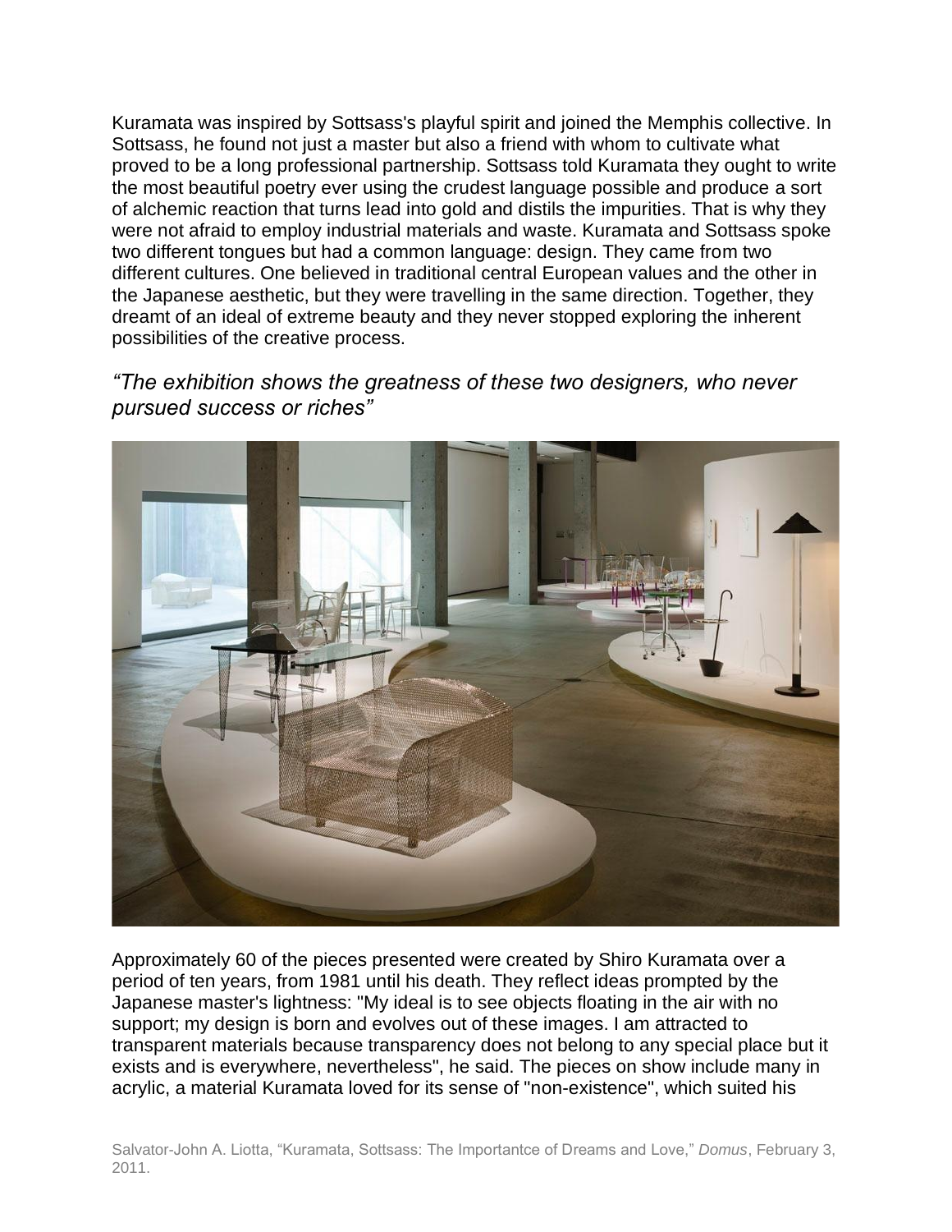Kuramata was inspired by Sottsass's playful spirit and joined the Memphis collective. In Sottsass, he found not just a master but also a friend with whom to cultivate what proved to be a long professional partnership. Sottsass told Kuramata they ought to write the most beautiful poetry ever using the crudest language possible and produce a sort of alchemic reaction that turns lead into gold and distils the impurities. That is why they were not afraid to employ industrial materials and waste. Kuramata and Sottsass spoke two different tongues but had a common language: design. They came from two different cultures. One believed in traditional central European values and the other in the Japanese aesthetic, but they were travelling in the same direction. Together, they dreamt of an ideal of extreme beauty and they never stopped exploring the inherent possibilities of the creative process.

*"The exhibition shows the greatness of these two designers, who never pursued success or riches"*

Approximately 60 of the pieces presented were created by Shiro Kuramata over a period of ten years, from 1981 until his death. They reflect ideas prompted by the Japanese master's lightness: "My ideal is to see objects floating in the air with no support; my design is born and evolves out of these images. I am attracted to transparent materials because transparency does not belong to any special place but it exists and is everywhere, nevertheless", he said. The pieces on show include many in acrylic, a material Kuramata loved for its sense of "non-existence", which suited his

Salvator-John A. Liotta, "Kuramata, Sottsass: The Importantce of Dreams and Love," *Domus*, February 3, 2011.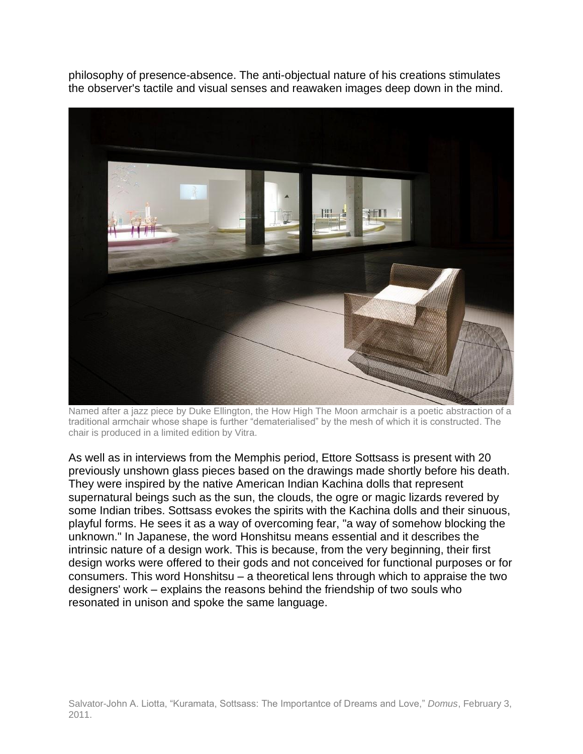philosophy of presence-absence. The anti-objectual nature of his creations stimulates the observer's tactile and visual senses and reawaken images deep down in the mind.

Named after a jazz piece by Duke Ellington, the How High The Moon armchair is a poetic abstraction of a traditional armchair whose shape is further "dematerialised" by the mesh of which it is constructed. The chair is produced in a limited edition by Vitra.

As well as in interviews from the Memphis period, Ettore Sottsass is present with 20 previously unshown glass pieces based on the drawings made shortly before his death. They were inspired by the native American Indian Kachina dolls that represent supernatural beings such as the sun, the clouds, the ogre or magic lizards revered by some Indian tribes. Sottsass evokes the spirits with the Kachina dolls and their sinuous, playful forms. He sees it as a way of overcoming fear, "a way of somehow blocking the unknown." In Japanese, the word Honshitsu means essential and it describes the intrinsic nature of a design work. This is because, from the very beginning, their first design works were offered to their gods and not conceived for functional purposes or for consumers. This word Honshitsu – a theoretical lens through which to appraise the two designers' work – explains the reasons behind the friendship of two souls who resonated in unison and spoke the same language.

Salvator-John A. Liotta, "Kuramata, Sottsass: The Importantce of Dreams and Love," *Domus*, February 3, 2011.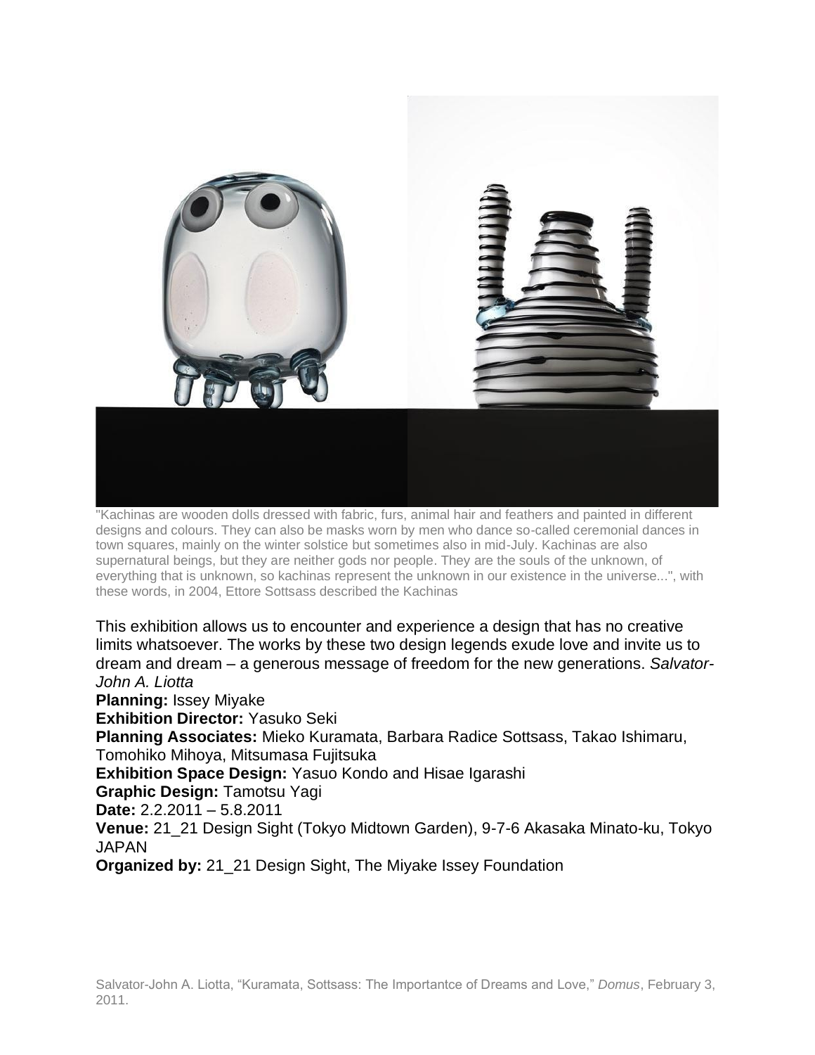"Kachinas are wooden dolls dressed with fabric, furs, animal hair and feathers and painted in different designs and colours. They can also be masks worn by men who dance so-called ceremonial dances in town squares, mainly on the winter solstice but sometimes also in mid-July. Kachinas are also supernatural beings, but they are neither gods nor people. They are the souls of the unknown, of everything that is unknown, so kachinas represent the unknown in our existence in the universe...", with these words, in 2004, Ettore Sottsass described the Kachinas

This exhibition allows us to encounter and experience a design that has no creative limits whatsoever. The works by these two design legends exude love and invite us to dream and dream – a generous message of freedom for the new generations. *Salvator-John A. Liotta*

**Planning:** Issey Miyake
**Exhibition Director:** Yasuko Seki
**Planning Associates:** Mieko Kuramata, Barbara Radice Sottsass, Takao Ishimaru, Tomohiko Mihoya, Mitsumasa Fujitsuka
**Exhibition Space Design:** Yasuo Kondo and Hisae Igarashi
**Graphic Design:** Tamotsu Yagi
**Date:** 2.2.2011 – 5.8.2011
**Venue:** 21_21 Design Sight (Tokyo Midtown Garden), 9-7-6 Akasaka Minato-ku, Tokyo JAPAN
**Organized by:** 21_21 Design Sight, The Miyake Issey Foundation

Salvator-John A. Liotta, "Kuramata, Sottsass: The Importantce of Dreams and Love," *Domus*, February 3, 2011.